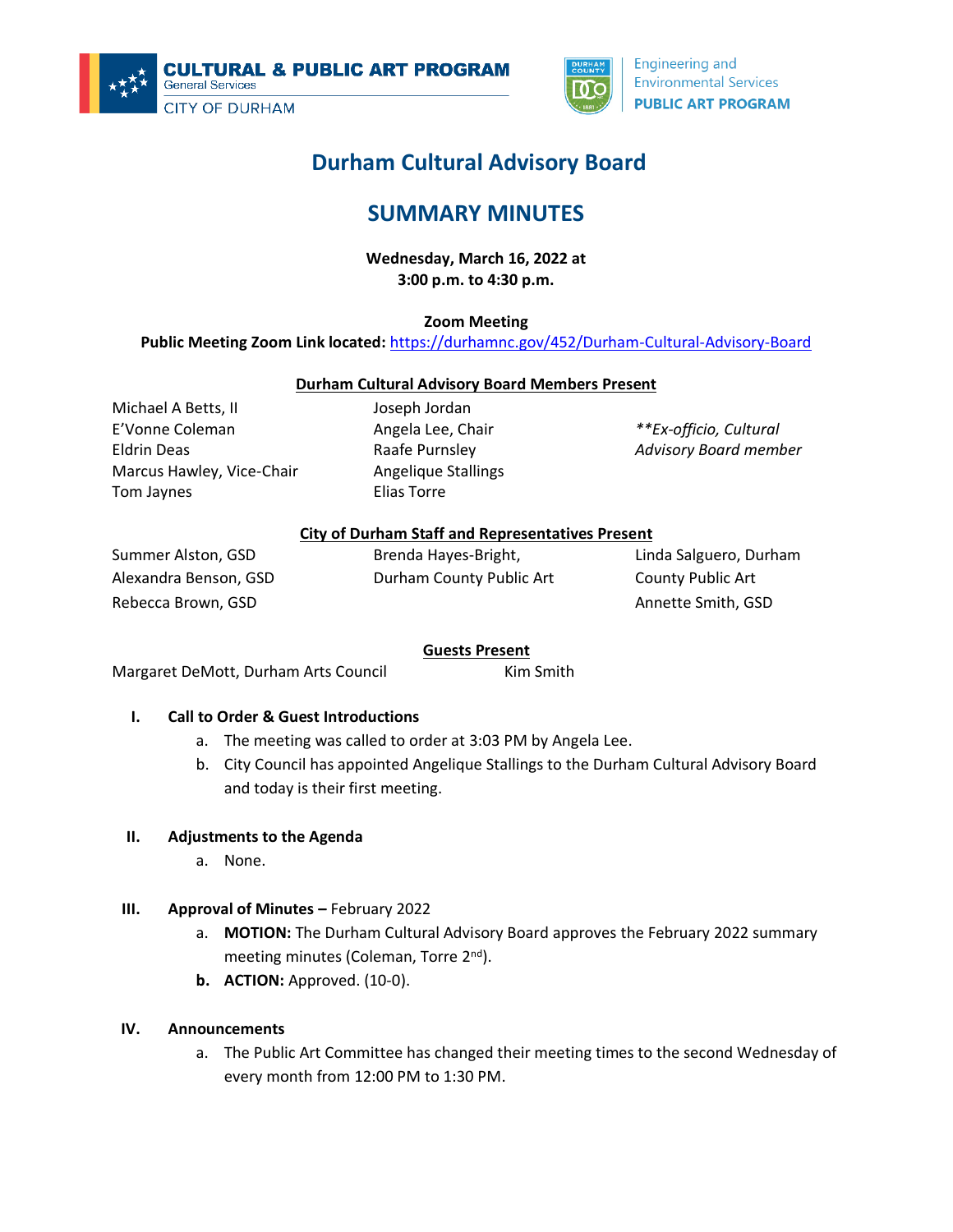CULTURAL & PUBLIC ART PROGRAM
General Services
CITY OF DURHAM

Engineering and Environmental Services
PUBLIC ART PROGRAM

# Durham Cultural Advisory Board

## SUMMARY MINUTES

**Wednesday, March 16, 2022 at 3:00 p.m. to 4:30 p.m.**

**Zoom Meeting**
**Public Meeting Zoom Link located:** https://durhamnc.gov/452/Durham-Cultural-Advisory-Board

**Durham Cultural Advisory Board Members Present**

Michael A Betts, II
E'Vonne Coleman
Eldrin Deas
Marcus Hawley, Vice-Chair
Tom Jaynes
Joseph Jordan
Angela Lee, Chair
Raafe Purnsley
Angelique Stallings
Elias Torre

*\*\*Ex-officio, Cultural Advisory Board member*

**City of Durham Staff and Representatives Present**

Summer Alston, GSD
Alexandra Benson, GSD
Rebecca Brown, GSD
Brenda Hayes-Bright, Durham County Public Art
Linda Salguero, Durham County Public Art
Annette Smith, GSD

**Guests Present**

Margaret DeMott, Durham Arts Council
Kim Smith

**I. Call to Order & Guest Introductions**

a. The meeting was called to order at 3:03 PM by Angela Lee.
b. City Council has appointed Angelique Stallings to the Durham Cultural Advisory Board and today is their first meeting.

**II. Adjustments to the Agenda**

a. None.

**III. Approval of Minutes –** February 2022

a. **MOTION:** The Durham Cultural Advisory Board approves the February 2022 summary meeting minutes (Coleman, Torre 2nd).
b. **ACTION:** Approved. (10-0).

**IV. Announcements**

a. The Public Art Committee has changed their meeting times to the second Wednesday of every month from 12:00 PM to 1:30 PM.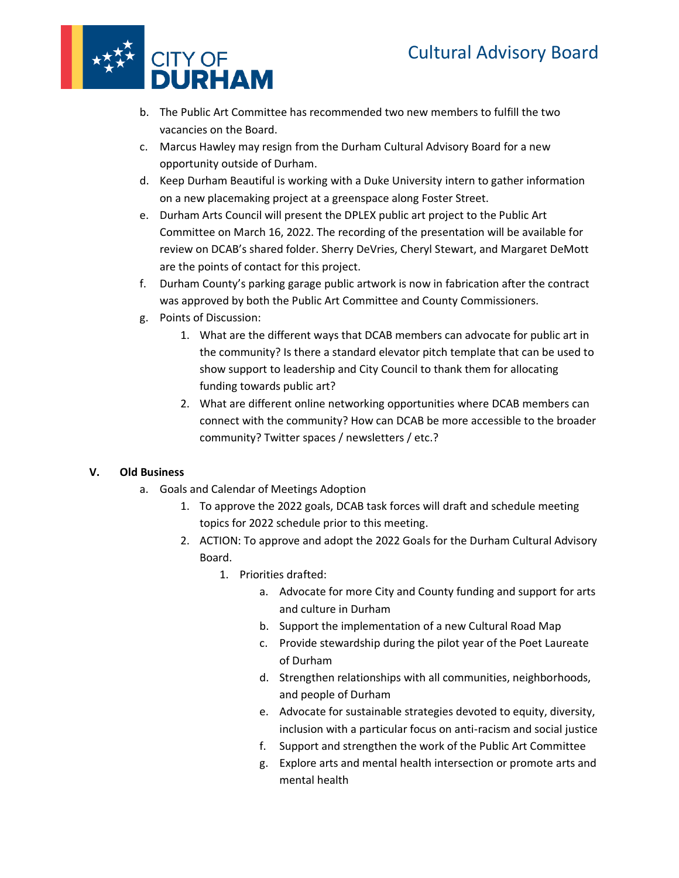b. The Public Art Committee has recommended two new members to fulfill the two vacancies on the Board.

c. Marcus Hawley may resign from the Durham Cultural Advisory Board for a new opportunity outside of Durham.

d. Keep Durham Beautiful is working with a Duke University intern to gather information on a new placemaking project at a greenspace along Foster Street.

e. Durham Arts Council will present the DPLEX public art project to the Public Art Committee on March 16, 2022. The recording of the presentation will be available for review on DCAB's shared folder. Sherry DeVries, Cheryl Stewart, and Margaret DeMott are the points of contact for this project.

f. Durham County's parking garage public artwork is now in fabrication after the contract was approved by both the Public Art Committee and County Commissioners.

g. Points of Discussion:

   1. What are the different ways that DCAB members can advocate for public art in the community? Is there a standard elevator pitch template that can be used to show support to leadership and City Council to thank them for allocating funding towards public art?
   2. What are different online networking opportunities where DCAB members can connect with the community? How can DCAB be more accessible to the broader community? Twitter spaces / newsletters / etc.?

**V. Old Business**

a. Goals and Calendar of Meetings Adoption

   1. To approve the 2022 goals, DCAB task forces will draft and schedule meeting topics for 2022 schedule prior to this meeting.
   2. ACTION: To approve and adopt the 2022 Goals for the Durham Cultural Advisory Board.
      1. Priorities drafted:
         a. Advocate for more City and County funding and support for arts and culture in Durham
         b. Support the implementation of a new Cultural Road Map
         c. Provide stewardship during the pilot year of the Poet Laureate of Durham
         d. Strengthen relationships with all communities, neighborhoods, and people of Durham
         e. Advocate for sustainable strategies devoted to equity, diversity, inclusion with a particular focus on anti-racism and social justice
         f. Support and strengthen the work of the Public Art Committee
         g. Explore arts and mental health intersection or promote arts and mental health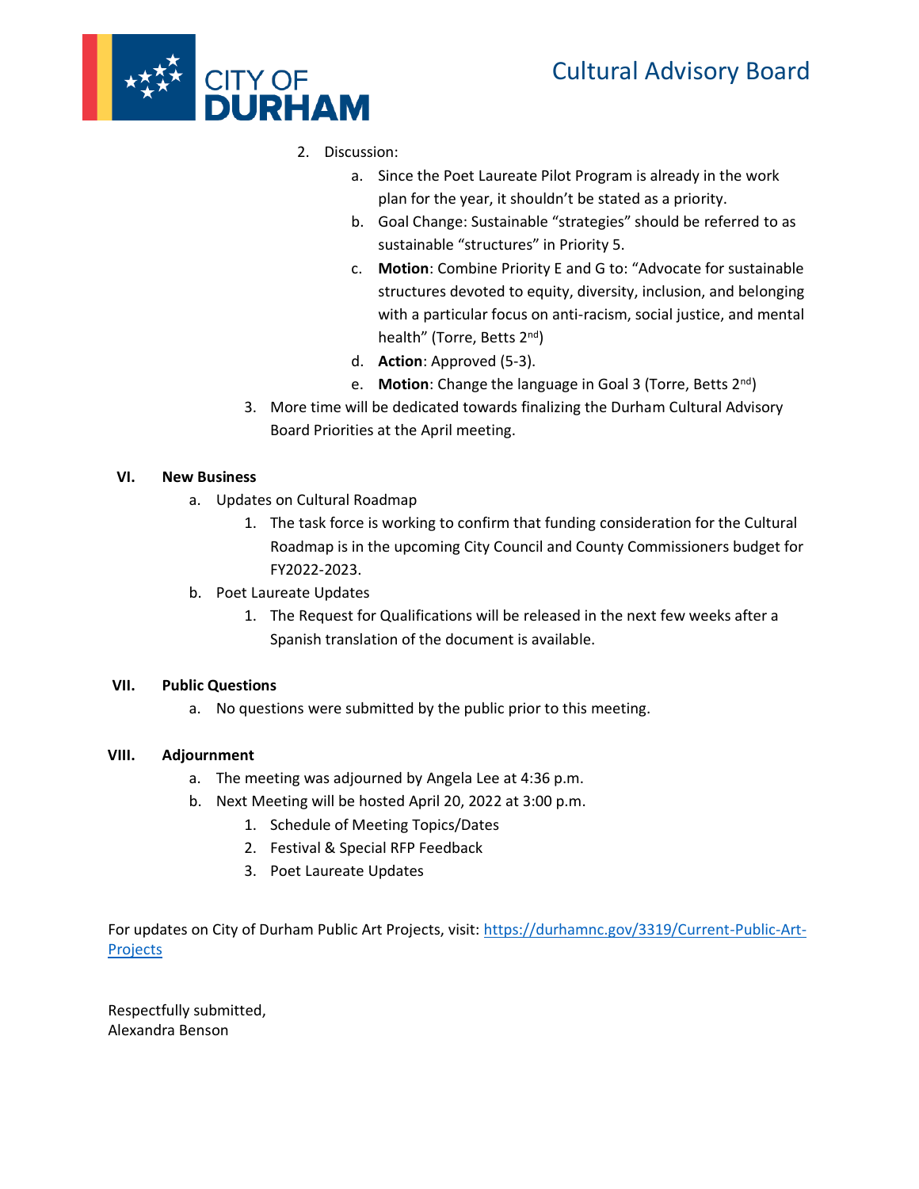2. Discussion:
   a. Since the Poet Laureate Pilot Program is already in the work plan for the year, it shouldn't be stated as a priority.
   b. Goal Change: Sustainable "strategies" should be referred to as sustainable "structures" in Priority 5.
   c. **Motion**: Combine Priority E and G to: "Advocate for sustainable structures devoted to equity, diversity, inclusion, and belonging with a particular focus on anti-racism, social justice, and mental health" (Torre, Betts 2nd)
   d. **Action**: Approved (5-3).
   e. **Motion**: Change the language in Goal 3 (Torre, Betts 2nd)
3. More time will be dedicated towards finalizing the Durham Cultural Advisory Board Priorities at the April meeting.

**VI. New Business**

a. Updates on Cultural Roadmap
   1. The task force is working to confirm that funding consideration for the Cultural Roadmap is in the upcoming City Council and County Commissioners budget for FY2022-2023.

b. Poet Laureate Updates
   1. The Request for Qualifications will be released in the next few weeks after a Spanish translation of the document is available.

**VII. Public Questions**

a. No questions were submitted by the public prior to this meeting.

**VIII. Adjournment**

a. The meeting was adjourned by Angela Lee at 4:36 p.m.
b. Next Meeting will be hosted April 20, 2022 at 3:00 p.m.
   1. Schedule of Meeting Topics/Dates
   2. Festival & Special RFP Feedback
   3. Poet Laureate Updates

For updates on City of Durham Public Art Projects, visit: https://durhamnc.gov/3319/Current-Public-Art-Projects

Respectfully submitted,
Alexandra Benson